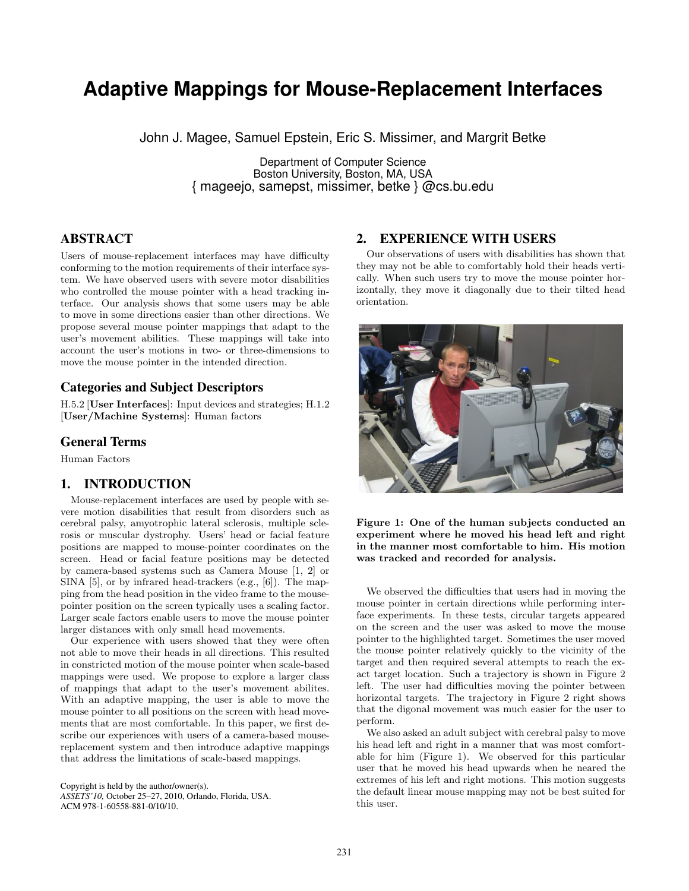# Adaptive Mappings for Mouse-Replacement Interfaces

John J. Magee, Samuel Epstein, Eric S. Missimer, and Margrit Betke

Department of Computer Science
Boston University, Boston, MA, USA
{ mageejo, samepst, missimer, betke } @cs.bu.edu

## ABSTRACT

Users of mouse-replacement interfaces may have difficulty conforming to the motion requirements of their interface system. We have observed users with severe motor disabilities who controlled the mouse pointer with a head tracking interface. Our analysis shows that some users may be able to move in some directions easier than other directions. We propose several mouse pointer mappings that adapt to the user's movement abilities. These mappings will take into account the user's motions in two- or three-dimensions to move the mouse pointer in the intended direction.

## Categories and Subject Descriptors

H.5.2 [**User Interfaces**]: Input devices and strategies; H.1.2 [**User/Machine Systems**]: Human factors

## General Terms

Human Factors

## 1. INTRODUCTION

Mouse-replacement interfaces are used by people with severe motion disabilities that result from disorders such as cerebral palsy, amyotrophic lateral sclerosis, multiple sclerosis or muscular dystrophy. Users' head or facial feature positions are mapped to mouse-pointer coordinates on the screen. Head or facial feature positions may be detected by camera-based systems such as Camera Mouse [1, 2] or SINA [5], or by infrared head-trackers (e.g., [6]). The mapping from the head position in the video frame to the mouse-pointer position on the screen typically uses a scaling factor. Larger scale factors enable users to move the mouse pointer larger distances with only small head movements.

Our experience with users showed that they were often not able to move their heads in all directions. This resulted in constricted motion of the mouse pointer when scale-based mappings were used. We propose to explore a larger class of mappings that adapt to the user's movement abilites. With an adaptive mapping, the user is able to move the mouse pointer to all positions on the screen with head movements that are most comfortable. In this paper, we first describe our experiences with users of a camera-based mouse-replacement system and then introduce adaptive mappings that address the limitations of scale-based mappings.

Copyright is held by the author/owner(s).
*ASSETS'10,* October 25–27, 2010, Orlando, Florida, USA.
ACM 978-1-60558-881-0/10/10.

## 2. EXPERIENCE WITH USERS

Our observations of users with disabilities has shown that they may not be able to comfortably hold their heads vertically. When such users try to move the mouse pointer horizontally, they move it diagonally due to their tilted head orientation.

**Figure 1: One of the human subjects conducted an experiment where he moved his head left and right in the manner most comfortable to him. His motion was tracked and recorded for analysis.**

We observed the difficulties that users had in moving the mouse pointer in certain directions while performing interface experiments. In these tests, circular targets appeared on the screen and the user was asked to move the mouse pointer to the highlighted target. Sometimes the user moved the mouse pointer relatively quickly to the vicinity of the target and then required several attempts to reach the exact target location. Such a trajectory is shown in Figure 2 left. The user had difficulties moving the pointer between horizontal targets. The trajectory in Figure 2 right shows that the digonal movement was much easier for the user to perform.

We also asked an adult subject with cerebral palsy to move his head left and right in a manner that was most comfortable for him (Figure 1). We observed for this particular user that he moved his head upwards when he neared the extremes of his left and right motions. This motion suggests the default linear mouse mapping may not be best suited for this user.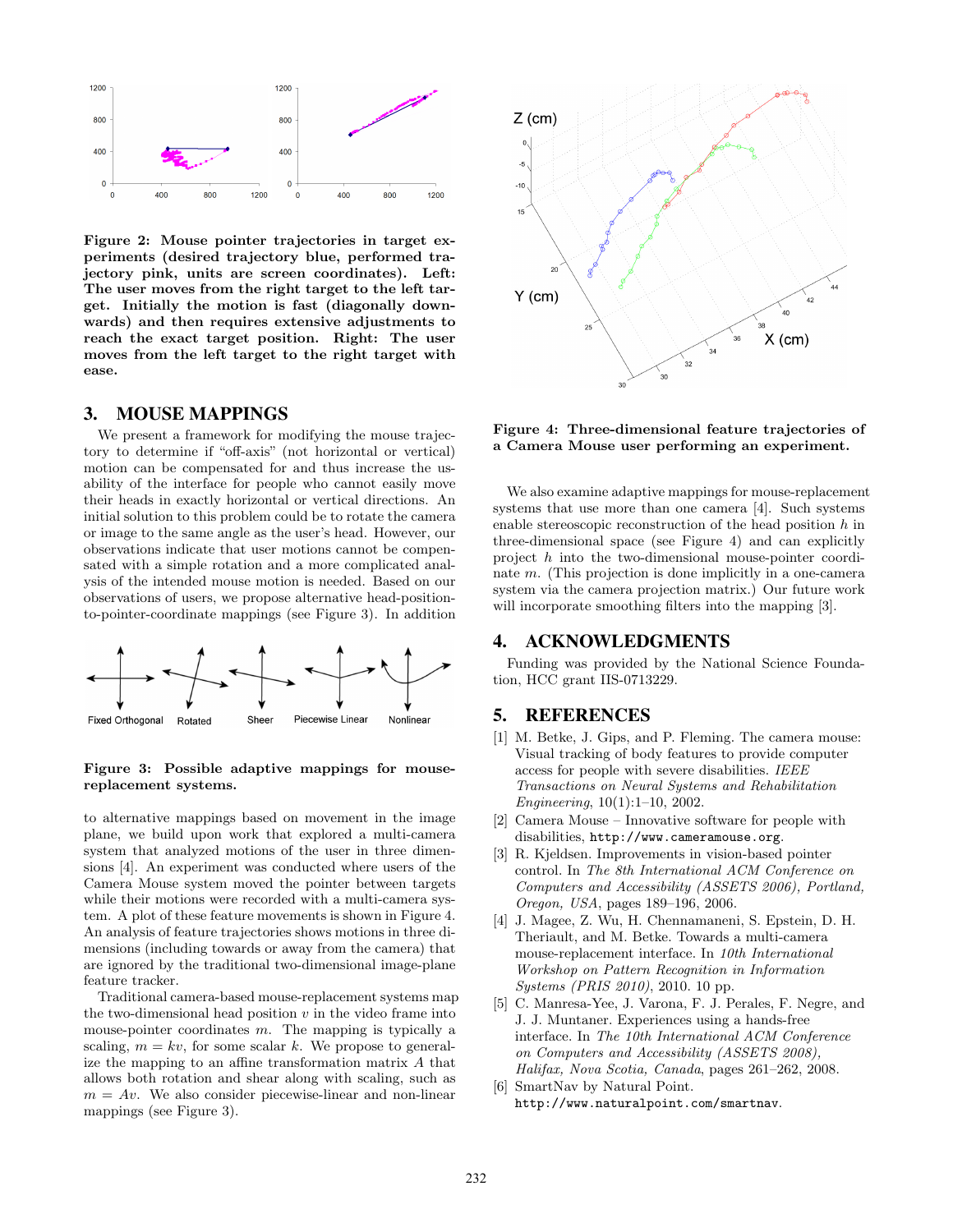1200
800
400
0
0 400 800 1200

1200
800
400
0
0 400 800 1200

**Figure 2: Mouse pointer trajectories in target experiments (desired trajectory blue, performed trajectory pink, units are screen coordinates). Left: The user moves from the right target to the left target. Initially the motion is fast (diagonally downwards) and then requires extensive adjustments to reach the exact target position. Right: The user moves from the left target to the right target with ease.**

## 3. MOUSE MAPPINGS

We present a framework for modifying the mouse trajectory to determine if "off-axis" (not horizontal or vertical) motion can be compensated for and thus increase the usability of the interface for people who cannot easily move their heads in exactly horizontal or vertical directions. An initial solution to this problem could be to rotate the camera or image to the same angle as the user's head. However, our observations indicate that user motions cannot be compensated with a simple rotation and a more complicated analysis of the intended mouse motion is needed. Based on our observations of users, we propose alternative head-position-to-pointer-coordinate mappings (see Figure 3). In addition to alternative mappings based on movement in the image plane, we build upon work that explored a multi-camera system that analyzed motions of the user in three dimensions [4]. An experiment was conducted where users of the Camera Mouse system moved the pointer between targets while their motions were recorded with a multi-camera system. A plot of these feature movements is shown in Figure 4. An analysis of feature trajectories shows motions in three dimensions (including towards or away from the camera) that are ignored by the traditional two-dimensional image-plane feature tracker.

Fixed Orthogonal
Rotated
Sheer
Piecewise Linear
Nonlinear

**Figure 3: Possible adaptive mappings for mouse-replacement systems.**

Traditional camera-based mouse-replacement systems map the two-dimensional head position $v$ in the video frame into mouse-pointer coordinates $m$. The mapping is typically a scaling, $m = kv$, for some scalar $k$. We propose to generalize the mapping to an affine transformation matrix $A$ that allows both rotation and shear along with scaling, such as $m = Av$. We also consider piecewise-linear and non-linear mappings (see Figure 3).

Z (cm)
0
-5
-10
15
20
25
30
Y (cm)
30
32
34
36
38
40
42
44
X (cm)

**Figure 4: Three-dimensional feature trajectories of a Camera Mouse user performing an experiment.**

We also examine adaptive mappings for mouse-replacement systems that use more than one camera [4]. Such systems enable stereoscopic reconstruction of the head position $h$ in three-dimensional space (see Figure 4) and can explicitly project $h$ into the two-dimensional mouse-pointer coordinate $m$. (This projection is done implicitly in a one-camera system via the camera projection matrix.) Our future work will incorporate smoothing filters into the mapping [3].

## 4. ACKNOWLEDGMENTS

Funding was provided by the National Science Foundation, HCC grant IIS-0713229.

## 5. REFERENCES

[1] M. Betke, J. Gips, and P. Fleming. The camera mouse: Visual tracking of body features to provide computer access for people with severe disabilities. *IEEE Transactions on Neural Systems and Rehabilitation Engineering*, 10(1):1–10, 2002.

[2] Camera Mouse – Innovative software for people with disabilities, `http://www.cameramouse.org`.

[3] R. Kjeldsen. Improvements in vision-based pointer control. In *The 8th International ACM Conference on Computers and Accessibility (ASSETS 2006), Portland, Oregon, USA*, pages 189–196, 2006.

[4] J. Magee, Z. Wu, H. Chennamaneni, S. Epstein, D. H. Theriault, and M. Betke. Towards a multi-camera mouse-replacement interface. In *10th International Workshop on Pattern Recognition in Information Systems (PRIS 2010)*, 2010. 10 pp.

[5] C. Manresa-Yee, J. Varona, F. J. Perales, F. Negre, and J. J. Muntaner. Experiences using a hands-free interface. In *The 10th International ACM Conference on Computers and Accessibility (ASSETS 2008), Halifax, Nova Scotia, Canada*, pages 261–262, 2008.

[6] SmartNav by Natural Point. `http://www.naturalpoint.com/smartnav`.